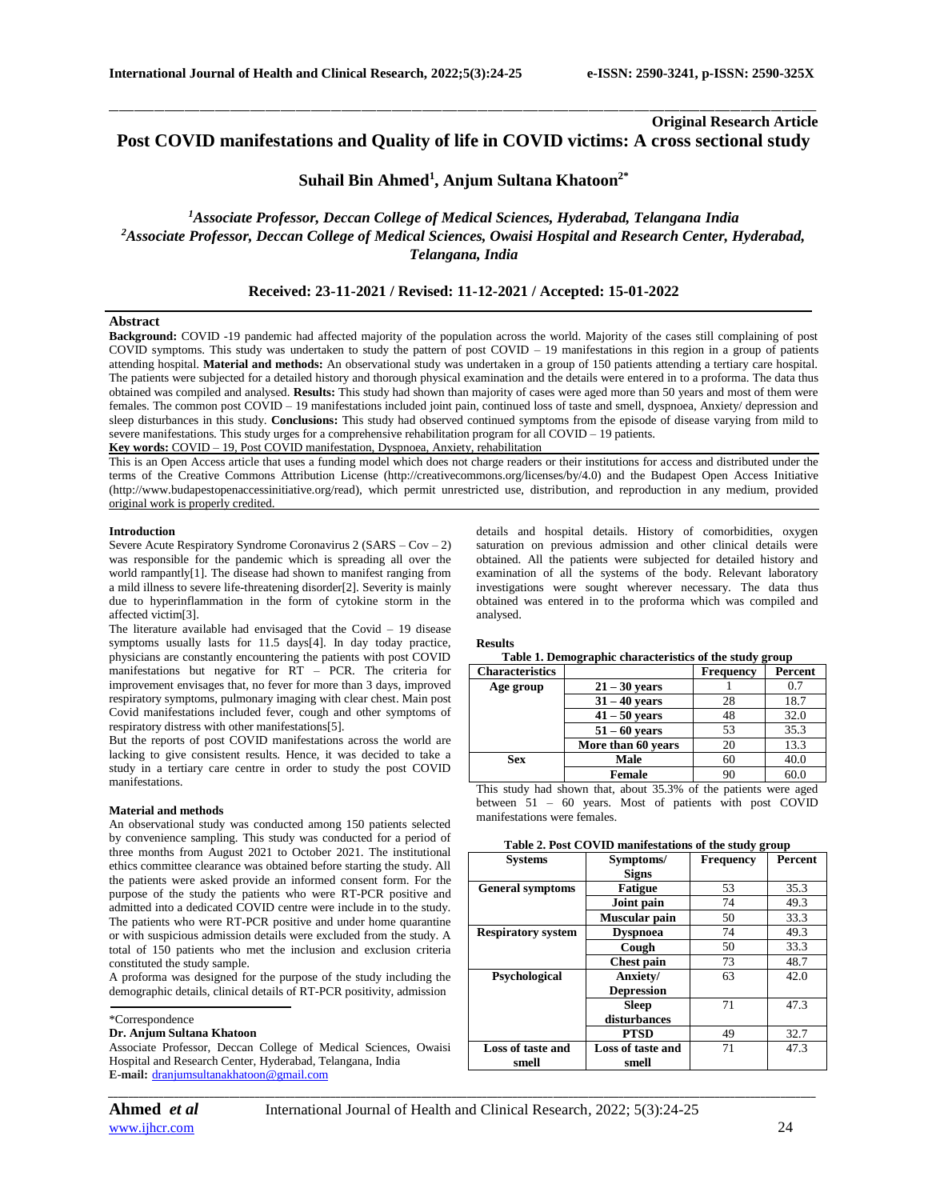Original Research Article

# Post COVID manifestations and Quality of life in COVID victims: A cross sectional study

**Suhail Bin Ahmed[1], Anjum Sultana Khatoon[2*]**

*[1]Associate Professor, Deccan College of Medical Sciences, Hyderabad, Telangana India*
*[2]Associate Professor, Deccan College of Medical Sciences, Owaisi Hospital and Research Center, Hyderabad, Telangana, India*

**Received: 23-11-2021 / Revised: 11-12-2021 / Accepted: 15-01-2022**

## Abstract

**Background:** COVID -19 pandemic had affected majority of the population across the world. Majority of the cases still complaining of post COVID symptoms. This study was undertaken to study the pattern of post COVID – 19 manifestations in this region in a group of patients attending hospital. **Material and methods:** An observational study was undertaken in a group of 150 patients attending a tertiary care hospital. The patients were subjected for a detailed history and thorough physical examination and the details were entered in to a proforma. The data thus obtained was compiled and analysed. **Results:** This study had shown than majority of cases were aged more than 50 years and most of them were females. The common post COVID – 19 manifestations included joint pain, continued loss of taste and smell, dyspnoea, Anxiety/ depression and sleep disturbances in this study. **Conclusions:** This study had observed continued symptoms from the episode of disease varying from mild to severe manifestations. This study urges for a comprehensive rehabilitation program for all COVID – 19 patients.

**Key words:** COVID – 19, Post COVID manifestation, Dyspnoea, Anxiety, rehabilitation

This is an Open Access article that uses a funding model which does not charge readers or their institutions for access and distributed under the terms of the Creative Commons Attribution License (http://creativecommons.org/licenses/by/4.0) and the Budapest Open Access Initiative (http://www.budapestopenaccessinitiative.org/read), which permit unrestricted use, distribution, and reproduction in any medium, provided original work is properly credited.

## Introduction

Severe Acute Respiratory Syndrome Coronavirus 2 (SARS – Cov – 2) was responsible for the pandemic which is spreading all over the world rampantly[1]. The disease had shown to manifest ranging from a mild illness to severe life-threatening disorder[2]. Severity is mainly due to hyperinflammation in the form of cytokine storm in the affected victim[3].

The literature available had envisaged that the Covid – 19 disease symptoms usually lasts for 11.5 days[4]. In day today practice, physicians are constantly encountering the patients with post COVID manifestations but negative for RT – PCR. The criteria for improvement envisages that, no fever for more than 3 days, improved respiratory symptoms, pulmonary imaging with clear chest. Main post Covid manifestations included fever, cough and other symptoms of respiratory distress with other manifestations[5].

But the reports of post COVID manifestations across the world are lacking to give consistent results. Hence, it was decided to take a study in a tertiary care centre in order to study the post COVID manifestations.

## Material and methods

An observational study was conducted among 150 patients selected by convenience sampling. This study was conducted for a period of three months from August 2021 to October 2021. The institutional ethics committee clearance was obtained before starting the study. All the patients were asked provide an informed consent form. For the purpose of the study the patients who were RT-PCR positive and admitted into a dedicated COVID centre were include in to the study. The patients who were RT-PCR positive and under home quarantine or with suspicious admission details were excluded from the study. A total of 150 patients who met the inclusion and exclusion criteria constituted the study sample.

A proforma was designed for the purpose of the study including the demographic details, clinical details of RT-PCR positivity, admission details and hospital details. History of comorbidities, oxygen saturation on previous admission and other clinical details were obtained. All the patients were subjected for detailed history and examination of all the systems of the body. Relevant laboratory investigations were sought wherever necessary. The data thus obtained was entered in to the proforma which was compiled and analysed.

## Results

**Table 1. Demographic characteristics of the study group**

| Characteristics | | Frequency | Percent |
|---|---|---|---|
| Age group | 21 – 30 years | 1 | 0.7 |
| | 31 – 40 years | 28 | 18.7 |
| | 41 – 50 years | 48 | 32.0 |
| | 51 – 60 years | 53 | 35.3 |
| | More than 60 years | 20 | 13.3 |
| Sex | Male | 60 | 40.0 |
| | Female | 90 | 60.0 |

This study had shown that, about 35.3% of the patients were aged between 51 – 60 years. Most of patients with post COVID manifestations were females.

**Table 2. Post COVID manifestations of the study group**

| Systems | Symptoms/ Signs | Frequency | Percent |
|---|---|---|---|
| General symptoms | Fatigue | 53 | 35.3 |
| | Joint pain | 74 | 49.3 |
| | Muscular pain | 50 | 33.3 |
| Respiratory system | Dyspnoea | 74 | 49.3 |
| | Cough | 50 | 33.3 |
| | Chest pain | 73 | 48.7 |
| Psychological | Anxiety/ Depression | 63 | 42.0 |
| | Sleep disturbances | 71 | 47.3 |
| | PTSD | 49 | 32.7 |
| Loss of taste and smell | Loss of taste and smell | 71 | 47.3 |

*Correspondence

**Dr. Anjum Sultana Khatoon**

Associate Professor, Deccan College of Medical Sciences, Owaisi Hospital and Research Center, Hyderabad, Telangana, India

**E-mail:** dranjumsultanakhatoon@gmail.com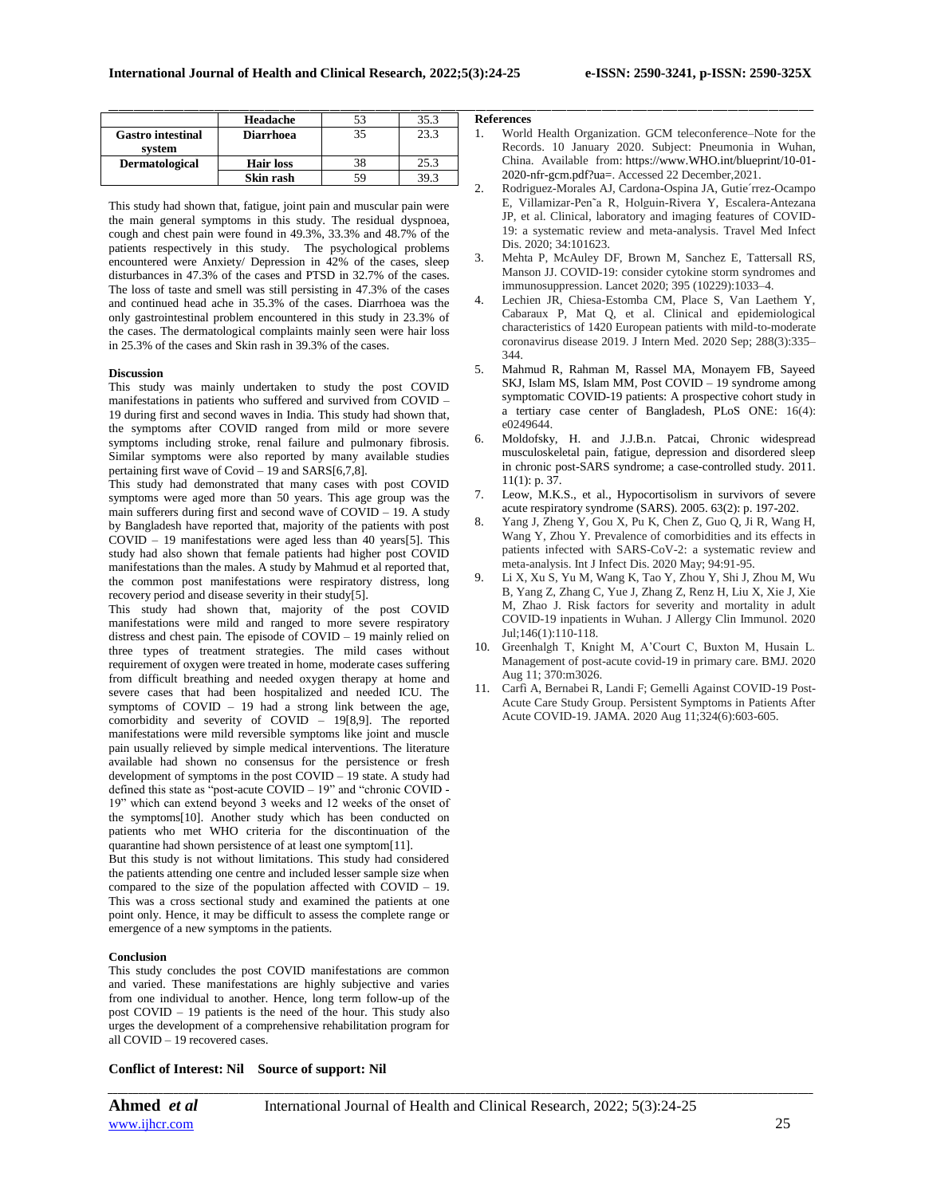| | | | |
|---|---|---|---|
| | **Headache** | 53 | 35.3 |
| **Gastro intestinal system** | **Diarrhoea** | 35 | 23.3 |
| **Dermatological** | **Hair loss** | 38 | 25.3 |
| | **Skin rash** | 59 | 39.3 |

This study had shown that, fatigue, joint pain and muscular pain were the main general symptoms in this study. The residual dyspnoea, cough and chest pain were found in 49.3%, 33.3% and 48.7% of the patients respectively in this study. The psychological problems encountered were Anxiety/ Depression in 42% of the cases, sleep disturbances in 47.3% of the cases and PTSD in 32.7% of the cases. The loss of taste and smell was still persisting in 47.3% of the cases and continued head ache in 35.3% of the cases. Diarrhoea was the only gastrointestinal problem encountered in this study in 23.3% of the cases. The dermatological complaints mainly seen were hair loss in 25.3% of the cases and Skin rash in 39.3% of the cases.

## Discussion

This study was mainly undertaken to study the post COVID manifestations in patients who suffered and survived from COVID – 19 during first and second waves in India. This study had shown that, the symptoms after COVID ranged from mild or more severe symptoms including stroke, renal failure and pulmonary fibrosis. Similar symptoms were also reported by many available studies pertaining first wave of Covid – 19 and SARS[6,7,8].

This study had demonstrated that many cases with post COVID symptoms were aged more than 50 years. This age group was the main sufferers during first and second wave of COVID – 19. A study by Bangladesh have reported that, majority of the patients with post COVID – 19 manifestations were aged less than 40 years[5]. This study had also shown that female patients had higher post COVID manifestations than the males. A study by Mahmud et al reported that, the common post manifestations were respiratory distress, long recovery period and disease severity in their study[5].

This study had shown that, majority of the post COVID manifestations were mild and ranged to more severe respiratory distress and chest pain. The episode of COVID – 19 mainly relied on three types of treatment strategies. The mild cases without requirement of oxygen were treated in home, moderate cases suffering from difficult breathing and needed oxygen therapy at home and severe cases that had been hospitalized and needed ICU. The symptoms of COVID – 19 had a strong link between the age, comorbidity and severity of COVID – 19[8,9]. The reported manifestations were mild reversible symptoms like joint and muscle pain usually relieved by simple medical interventions. The literature available had shown no consensus for the persistence or fresh development of symptoms in the post COVID – 19 state. A study had defined this state as "post-acute COVID – 19" and "chronic COVID - 19" which can extend beyond 3 weeks and 12 weeks of the onset of the symptoms[10]. Another study which has been conducted on patients who met WHO criteria for the discontinuation of the quarantine had shown persistence of at least one symptom[11].

But this study is not without limitations. This study had considered the patients attending one centre and included lesser sample size when compared to the size of the population affected with COVID – 19. This was a cross sectional study and examined the patients at one point only. Hence, it may be difficult to assess the complete range or emergence of a new symptoms in the patients.

## Conclusion

This study concludes the post COVID manifestations are common and varied. These manifestations are highly subjective and varies from one individual to another. Hence, long term follow-up of the post COVID – 19 patients is the need of the hour. This study also urges the development of a comprehensive rehabilitation program for all COVID – 19 recovered cases.

**Conflict of Interest: Nil Source of support: Nil**

## References

1. World Health Organization. GCM teleconference–Note for the Records. 10 January 2020. Subject: Pneumonia in Wuhan, China. Available from: https://www.WHO.int/blueprint/10-01-2020-nfr-gcm.pdf?ua=. Accessed 22 December,2021.
2. Rodriguez-Morales AJ, Cardona-Ospina JA, Gutie´rrez-Ocampo E, Villamizar-Pen˜a R, Holguin-Rivera Y, Escalera-Antezana JP, et al. Clinical, laboratory and imaging features of COVID-19: a systematic review and meta-analysis. Travel Med Infect Dis. 2020; 34:101623.
3. Mehta P, McAuley DF, Brown M, Sanchez E, Tattersall RS, Manson JJ. COVID-19: consider cytokine storm syndromes and immunosuppression. Lancet 2020; 395 (10229):1033–4.
4. Lechien JR, Chiesa-Estomba CM, Place S, Van Laethem Y, Cabaraux P, Mat Q, et al. Clinical and epidemiological characteristics of 1420 European patients with mild-to-moderate coronavirus disease 2019. J Intern Med. 2020 Sep; 288(3):335–344.
5. Mahmud R, Rahman M, Rassel MA, Monayem FB, Sayeed SKJ, Islam MS, Islam MM, Post COVID – 19 syndrome among symptomatic COVID-19 patients: A prospective cohort study in a tertiary case center of Bangladesh, PLoS ONE: 16(4): e0249644.
6. Moldofsky, H. and J.J.B.n. Patcai, Chronic widespread musculoskeletal pain, fatigue, depression and disordered sleep in chronic post-SARS syndrome; a case-controlled study. 2011. 11(1): p. 37.
7. Leow, M.K.S., et al., Hypocortisolism in survivors of severe acute respiratory syndrome (SARS). 2005. 63(2): p. 197-202.
8. Yang J, Zheng Y, Gou X, Pu K, Chen Z, Guo Q, Ji R, Wang H, Wang Y, Zhou Y. Prevalence of comorbidities and its effects in patients infected with SARS-CoV-2: a systematic review and meta-analysis. Int J Infect Dis. 2020 May; 94:91-95.
9. Li X, Xu S, Yu M, Wang K, Tao Y, Zhou Y, Shi J, Zhou M, Wu B, Yang Z, Zhang C, Yue J, Zhang Z, Renz H, Liu X, Xie J, Xie M, Zhao J. Risk factors for severity and mortality in adult COVID-19 inpatients in Wuhan. J Allergy Clin Immunol. 2020 Jul;146(1):110-118.
10. Greenhalgh T, Knight M, A'Court C, Buxton M, Husain L. Management of post-acute covid-19 in primary care. BMJ. 2020 Aug 11; 370:m3026.
11. Carfì A, Bernabei R, Landi F; Gemelli Against COVID-19 Post-Acute Care Study Group. Persistent Symptoms in Patients After Acute COVID-19. JAMA. 2020 Aug 11;324(6):603-605.